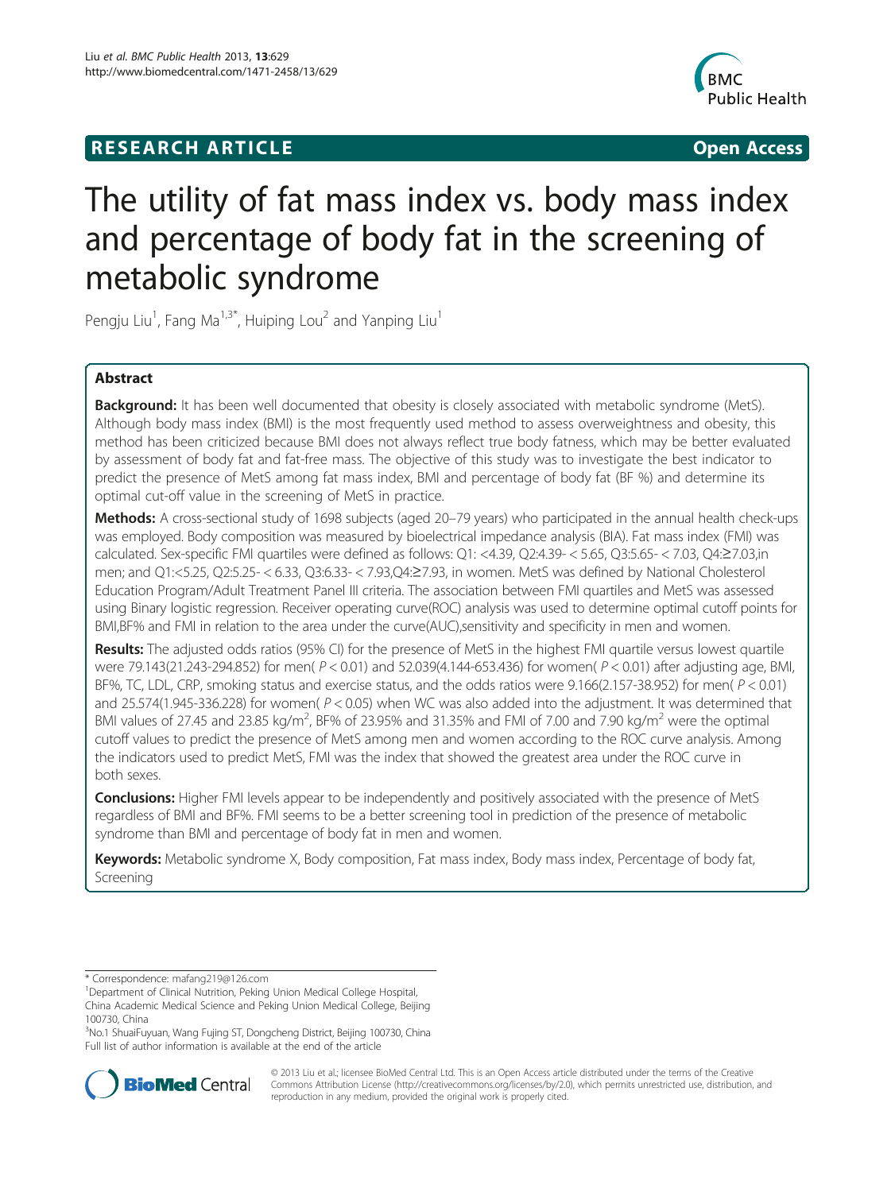**RESEARCH ARTICLE** **Open Access**

# The utility of fat mass index vs. body mass index and percentage of body fat in the screening of metabolic syndrome

Pengju Liu[1], Fang Ma[1,3*], Huiping Lou[2] and Yanping Liu[1]

## Abstract

**Background:** It has been well documented that obesity is closely associated with metabolic syndrome (MetS). Although body mass index (BMI) is the most frequently used method to assess overweightness and obesity, this method has been criticized because BMI does not always reflect true body fatness, which may be better evaluated by assessment of body fat and fat-free mass. The objective of this study was to investigate the best indicator to predict the presence of MetS among fat mass index, BMI and percentage of body fat (BF %) and determine its optimal cut-off value in the screening of MetS in practice.

**Methods:** A cross-sectional study of 1698 subjects (aged 20–79 years) who participated in the annual health check-ups was employed. Body composition was measured by bioelectrical impedance analysis (BIA). Fat mass index (FMI) was calculated. Sex-specific FMI quartiles were defined as follows: Q1: <4.39, Q2:4.39- < 5.65, Q3:5.65- < 7.03, Q4:≥7.03,in men; and Q1:<5.25, Q2:5.25- < 6.33, Q3:6.33- < 7.93,Q4:≥7.93, in women. MetS was defined by National Cholesterol Education Program/Adult Treatment Panel III criteria. The association between FMI quartiles and MetS was assessed using Binary logistic regression. Receiver operating curve(ROC) analysis was used to determine optimal cutoff points for BMI,BF% and FMI in relation to the area under the curve(AUC),sensitivity and specificity in men and women.

**Results:** The adjusted odds ratios (95% CI) for the presence of MetS in the highest FMI quartile versus lowest quartile were 79.143(21.243-294.852) for men( $P < 0.01$) and 52.039(4.144-653.436) for women( $P < 0.01$) after adjusting age, BMI, BF%, TC, LDL, CRP, smoking status and exercise status, and the odds ratios were 9.166(2.157-38.952) for men( $P < 0.01$) and 25.574(1.945-336.228) for women( $P < 0.05$) when WC was also added into the adjustment. It was determined that BMI values of 27.45 and 23.85 kg/m$^2$, BF% of 23.95% and 31.35% and FMI of 7.00 and 7.90 kg/m$^2$ were the optimal cutoff values to predict the presence of MetS among men and women according to the ROC curve analysis. Among the indicators used to predict MetS, FMI was the index that showed the greatest area under the ROC curve in both sexes.

**Conclusions:** Higher FMI levels appear to be independently and positively associated with the presence of MetS regardless of BMI and BF%. FMI seems to be a better screening tool in prediction of the presence of metabolic syndrome than BMI and percentage of body fat in men and women.

**Keywords:** Metabolic syndrome X, Body composition, Fat mass index, Body mass index, Percentage of body fat, Screening

\* Correspondence: mafang219@126.com

[1]Department of Clinical Nutrition, Peking Union Medical College Hospital, China Academic Medical Science and Peking Union Medical College, Beijing 100730, China

[3]No.1 ShuaiFuyuan, Wang Fujing ST, Dongcheng District, Beijing 100730, China

Full list of author information is available at the end of the article

© 2013 Liu et al.; licensee BioMed Central Ltd. This is an Open Access article distributed under the terms of the Creative Commons Attribution License (http://creativecommons.org/licenses/by/2.0), which permits unrestricted use, distribution, and reproduction in any medium, provided the original work is properly cited.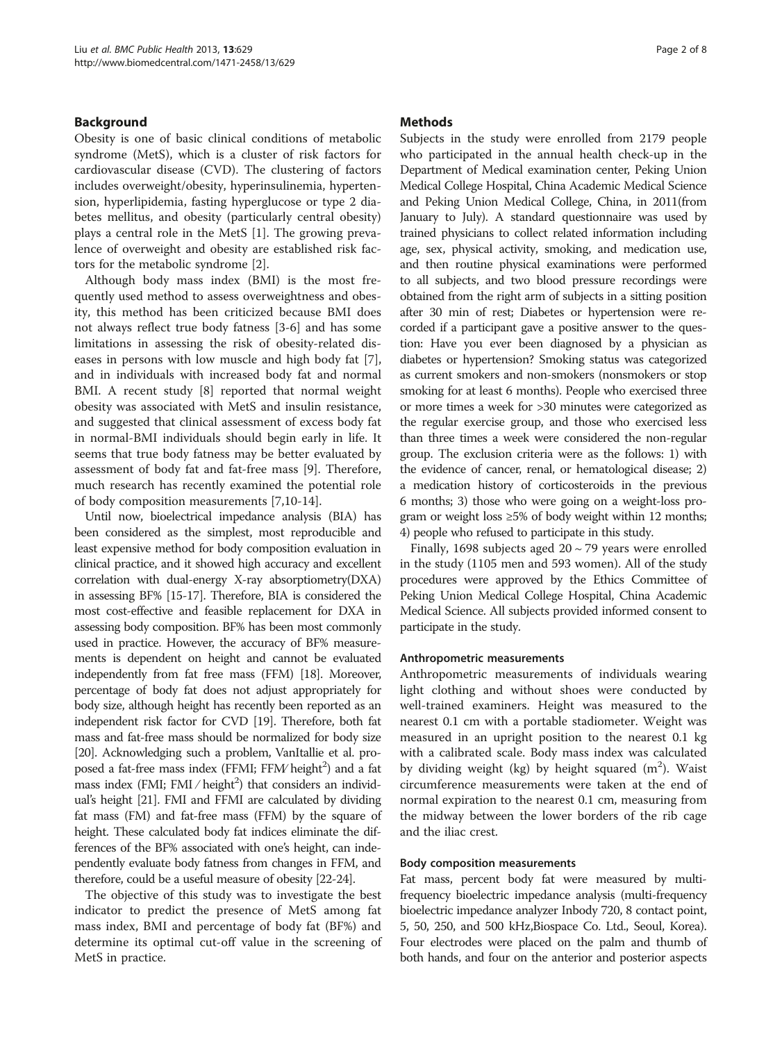## Background

Obesity is one of basic clinical conditions of metabolic syndrome (MetS), which is a cluster of risk factors for cardiovascular disease (CVD). The clustering of factors includes overweight/obesity, hyperinsulinemia, hypertension, hyperlipidemia, fasting hyperglucose or type 2 diabetes mellitus, and obesity (particularly central obesity) plays a central role in the MetS [1]. The growing prevalence of overweight and obesity are established risk factors for the metabolic syndrome [2].

Although body mass index (BMI) is the most frequently used method to assess overweightness and obesity, this method has been criticized because BMI does not always reflect true body fatness [3-6] and has some limitations in assessing the risk of obesity-related diseases in persons with low muscle and high body fat [7], and in individuals with increased body fat and normal BMI. A recent study [8] reported that normal weight obesity was associated with MetS and insulin resistance, and suggested that clinical assessment of excess body fat in normal-BMI individuals should begin early in life. It seems that true body fatness may be better evaluated by assessment of body fat and fat-free mass [9]. Therefore, much research has recently examined the potential role of body composition measurements [7,10-14].

Until now, bioelectrical impedance analysis (BIA) has been considered as the simplest, most reproducible and least expensive method for body composition evaluation in clinical practice, and it showed high accuracy and excellent correlation with dual-energy X-ray absorptiometry(DXA) in assessing BF% [15-17]. Therefore, BIA is considered the most cost-effective and feasible replacement for DXA in assessing body composition. BF% has been most commonly used in practice. However, the accuracy of BF% measurements is dependent on height and cannot be evaluated independently from fat free mass (FFM) [18]. Moreover, percentage of body fat does not adjust appropriately for body size, although height has recently been reported as an independent risk factor for CVD [19]. Therefore, both fat mass and fat-free mass should be normalized for body size [20]. Acknowledging such a problem, VanItallie et al. proposed a fat-free mass index (FFMI; FFM/ height$^2$) and a fat mass index (FMI; FMI / height$^2$) that considers an individual's height [21]. FMI and FFMI are calculated by dividing fat mass (FM) and fat-free mass (FFM) by the square of height. These calculated body fat indices eliminate the differences of the BF% associated with one's height, can independently evaluate body fatness from changes in FFM, and therefore, could be a useful measure of obesity [22-24].

The objective of this study was to investigate the best indicator to predict the presence of MetS among fat mass index, BMI and percentage of body fat (BF%) and determine its optimal cut-off value in the screening of MetS in practice.

## Methods

Subjects in the study were enrolled from 2179 people who participated in the annual health check-up in the Department of Medical examination center, Peking Union Medical College Hospital, China Academic Medical Science and Peking Union Medical College, China, in 2011(from January to July). A standard questionnaire was used by trained physicians to collect related information including age, sex, physical activity, smoking, and medication use, and then routine physical examinations were performed to all subjects, and two blood pressure recordings were obtained from the right arm of subjects in a sitting position after 30 min of rest; Diabetes or hypertension were recorded if a participant gave a positive answer to the question: Have you ever been diagnosed by a physician as diabetes or hypertension? Smoking status was categorized as current smokers and non-smokers (nonsmokers or stop smoking for at least 6 months). People who exercised three or more times a week for >30 minutes were categorized as the regular exercise group, and those who exercised less than three times a week were considered the non-regular group. The exclusion criteria were as the follows: 1) with the evidence of cancer, renal, or hematological disease; 2) a medication history of corticosteroids in the previous 6 months; 3) those who were going on a weight-loss program or weight loss ≥5% of body weight within 12 months; 4) people who refused to participate in this study.

Finally, 1698 subjects aged 20 ~ 79 years were enrolled in the study (1105 men and 593 women). All of the study procedures were approved by the Ethics Committee of Peking Union Medical College Hospital, China Academic Medical Science. All subjects provided informed consent to participate in the study.

### Anthropometric measurements

Anthropometric measurements of individuals wearing light clothing and without shoes were conducted by well-trained examiners. Height was measured to the nearest 0.1 cm with a portable stadiometer. Weight was measured in an upright position to the nearest 0.1 kg with a calibrated scale. Body mass index was calculated by dividing weight (kg) by height squared (m$^2$). Waist circumference measurements were taken at the end of normal expiration to the nearest 0.1 cm, measuring from the midway between the lower borders of the rib cage and the iliac crest.

### Body composition measurements

Fat mass, percent body fat were measured by multi-frequency bioelectric impedance analysis (multi-frequency bioelectric impedance analyzer Inbody 720, 8 contact point, 5, 50, 250, and 500 kHz,Biospace Co. Ltd., Seoul, Korea). Four electrodes were placed on the palm and thumb of both hands, and four on the anterior and posterior aspects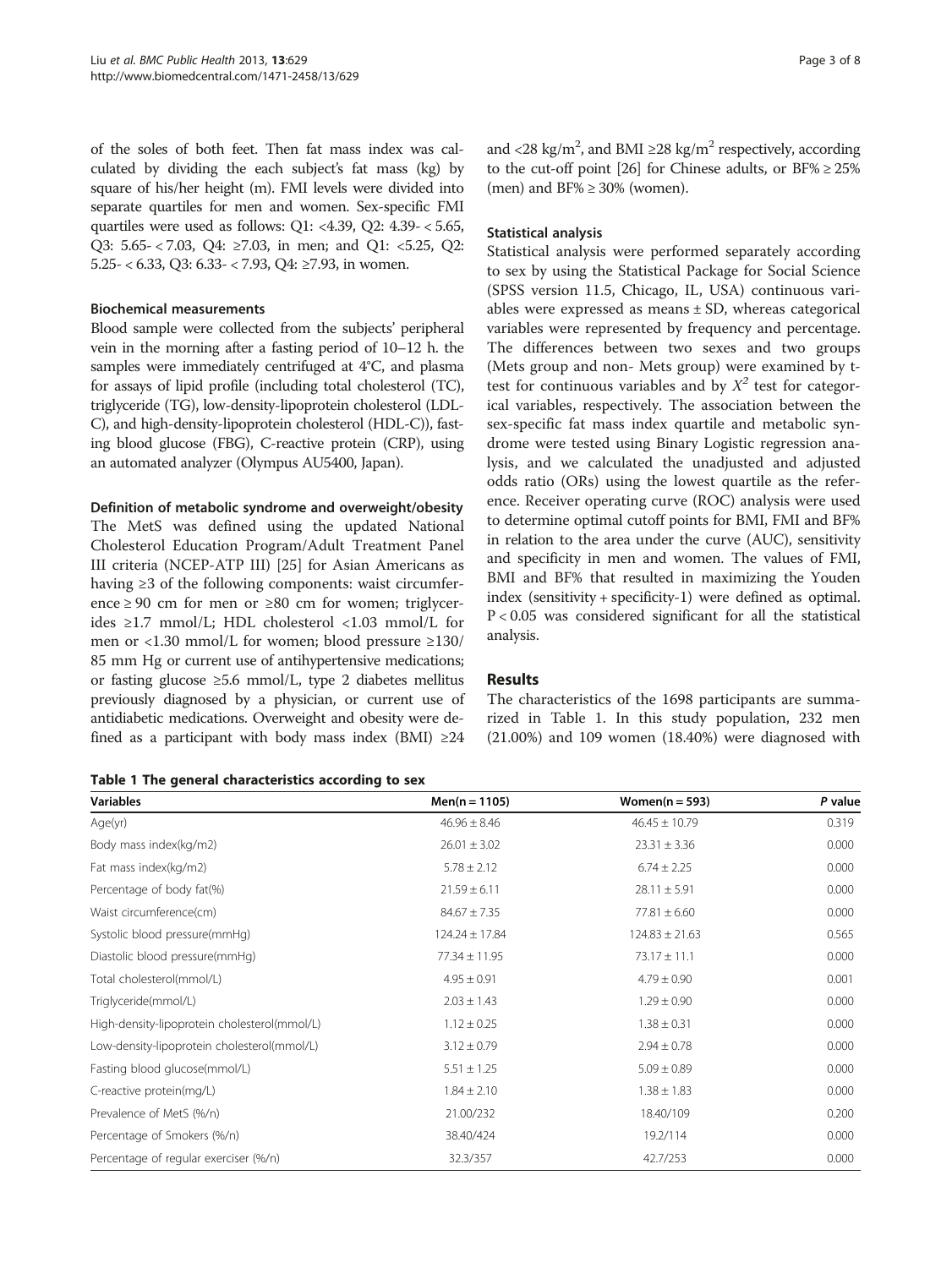of the soles of both feet. Then fat mass index was calculated by dividing the each subject's fat mass (kg) by square of his/her height (m). FMI levels were divided into separate quartiles for men and women. Sex-specific FMI quartiles were used as follows: Q1: <4.39, Q2: 4.39- < 5.65, Q3: 5.65- < 7.03, Q4: ≥7.03, in men; and Q1: <5.25, Q2: 5.25- < 6.33, Q3: 6.33- < 7.93, Q4: ≥7.93, in women.

#### Biochemical measurements

Blood sample were collected from the subjects' peripheral vein in the morning after a fasting period of 10–12 h. the samples were immediately centrifuged at 4°C, and plasma for assays of lipid profile (including total cholesterol (TC), triglyceride (TG), low-density-lipoprotein cholesterol (LDL-C), and high-density-lipoprotein cholesterol (HDL-C)), fasting blood glucose (FBG), C-reactive protein (CRP), using an automated analyzer (Olympus AU5400, Japan).

#### Definition of metabolic syndrome and overweight/obesity

The MetS was defined using the updated National Cholesterol Education Program/Adult Treatment Panel III criteria (NCEP-ATP III) [25] for Asian Americans as having ≥3 of the following components: waist circumference ≥ 90 cm for men or ≥80 cm for women; triglycerides ≥1.7 mmol/L; HDL cholesterol <1.03 mmol/L for men or <1.30 mmol/L for women; blood pressure ≥130/85 mm Hg or current use of antihypertensive medications; or fasting glucose ≥5.6 mmol/L, type 2 diabetes mellitus previously diagnosed by a physician, or current use of antidiabetic medications. Overweight and obesity were defined as a participant with body mass index (BMI) ≥24 and <28 kg/m$^2$, and BMI ≥28 kg/m$^2$ respectively, according to the cut-off point [26] for Chinese adults, or BF% ≥ 25% (men) and BF% ≥ 30% (women).

#### Statistical analysis

Statistical analysis were performed separately according to sex by using the Statistical Package for Social Science (SPSS version 11.5, Chicago, IL, USA) continuous variables were expressed as means ± SD, whereas categorical variables were represented by frequency and percentage. The differences between two sexes and two groups (Mets group and non- Mets group) were examined by t-test for continuous variables and by $X^2$ test for categorical variables, respectively. The association between the sex-specific fat mass index quartile and metabolic syndrome were tested using Binary Logistic regression analysis, and we calculated the unadjusted and adjusted odds ratio (ORs) using the lowest quartile as the reference. Receiver operating curve (ROC) analysis were used to determine optimal cutoff points for BMI, FMI and BF% in relation to the area under the curve (AUC), sensitivity and specificity in men and women. The values of FMI, BMI and BF% that resulted in maximizing the Youden index (sensitivity + specificity-1) were defined as optimal. $P < 0.05$ was considered significant for all the statistical analysis.

## Results

The characteristics of the 1698 participants are summarized in Table 1. In this study population, 232 men (21.00%) and 109 women (18.40%) were diagnosed with

**Table 1 The general characteristics according to sex**

| Variables | Men(n = 1105) | Women(n = 593) | *P* value |
|---|---|---|---|
| Age(yr) | 46.96 ± 8.46 | 46.45 ± 10.79 | 0.319 |
| Body mass index(kg/m2) | 26.01 ± 3.02 | 23.31 ± 3.36 | 0.000 |
| Fat mass index(kg/m2) | 5.78 ± 2.12 | 6.74 ± 2.25 | 0.000 |
| Percentage of body fat(%) | 21.59 ± 6.11 | 28.11 ± 5.91 | 0.000 |
| Waist circumference(cm) | 84.67 ± 7.35 | 77.81 ± 6.60 | 0.000 |
| Systolic blood pressure(mmHg) | 124.24 ± 17.84 | 124.83 ± 21.63 | 0.565 |
| Diastolic blood pressure(mmHg) | 77.34 ± 11.95 | 73.17 ± 11.1 | 0.000 |
| Total cholesterol(mmol/L) | 4.95 ± 0.91 | 4.79 ± 0.90 | 0.001 |
| Triglyceride(mmol/L) | 2.03 ± 1.43 | 1.29 ± 0.90 | 0.000 |
| High-density-lipoprotein cholesterol(mmol/L) | 1.12 ± 0.25 | 1.38 ± 0.31 | 0.000 |
| Low-density-lipoprotein cholesterol(mmol/L) | 3.12 ± 0.79 | 2.94 ± 0.78 | 0.000 |
| Fasting blood glucose(mmol/L) | 5.51 ± 1.25 | 5.09 ± 0.89 | 0.000 |
| C-reactive protein(mg/L) | 1.84 ± 2.10 | 1.38 ± 1.83 | 0.000 |
| Prevalence of MetS (%/n) | 21.00/232 | 18.40/109 | 0.200 |
| Percentage of Smokers (%/n) | 38.40/424 | 19.2/114 | 0.000 |
| Percentage of regular exerciser (%/n) | 32.3/357 | 42.7/253 | 0.000 |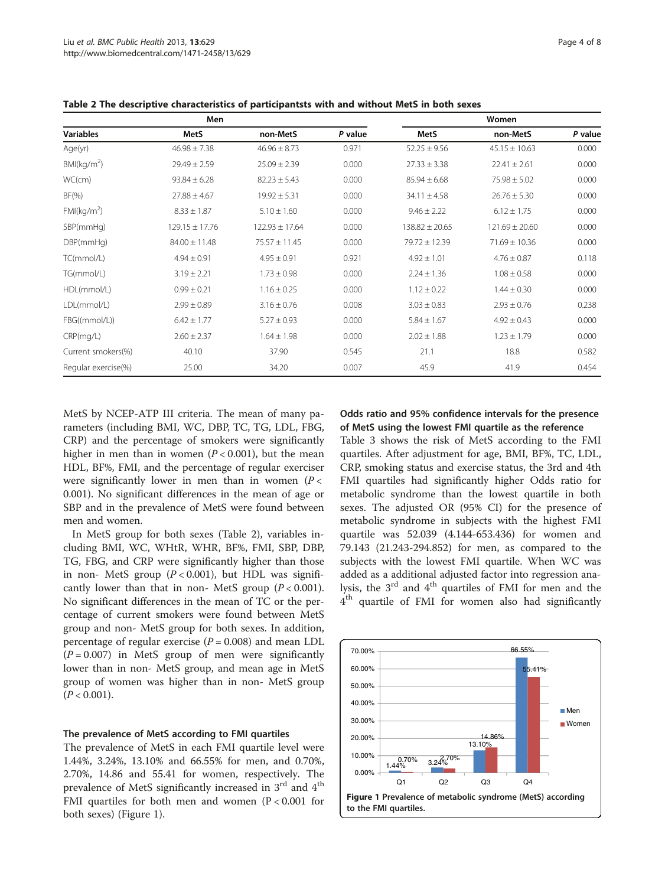**Table 2 The descriptive characteristics of participantsts with and without MetS in both sexes**

| | Men | | | Women | | |
|---|---|---|---|---|---|---|
| **Variables** | **MetS** | **non-MetS** | ***P* value** | **MetS** | **non-MetS** | ***P* value** |
| Age(yr) | 46.98 ± 7.38 | 46.96 ± 8.73 | 0.971 | 52.25 ± 9.56 | 45.15 ± 10.63 | 0.000 |
| BMI(kg/m$^2$) | 29.49 ± 2.59 | 25.09 ± 2.39 | 0.000 | 27.33 ± 3.38 | 22.41 ± 2.61 | 0.000 |
| WC(cm) | 93.84 ± 6.28 | 82.23 ± 5.43 | 0.000 | 85.94 ± 6.68 | 75.98 ± 5.02 | 0.000 |
| BF(%) | 27.88 ± 4.67 | 19.92 ± 5.31 | 0.000 | 34.11 ± 4.58 | 26.76 ± 5.30 | 0.000 |
| FMI(kg/m$^2$) | 8.33 ± 1.87 | 5.10 ± 1.60 | 0.000 | 9.46 ± 2.22 | 6.12 ± 1.75 | 0.000 |
| SBP(mmHg) | 129.15 ± 17.76 | 122.93 ± 17.64 | 0.000 | 138.82 ± 20.65 | 121.69 ± 20.60 | 0.000 |
| DBP(mmHg) | 84.00 ± 11.48 | 75.57 ± 11.45 | 0.000 | 79.72 ± 12.39 | 71.69 ± 10.36 | 0.000 |
| TC(mmol/L) | 4.94 ± 0.91 | 4.95 ± 0.91 | 0.921 | 4.92 ± 1.01 | 4.76 ± 0.87 | 0.118 |
| TG(mmol/L) | 3.19 ± 2.21 | 1.73 ± 0.98 | 0.000 | 2.24 ± 1.36 | 1.08 ± 0.58 | 0.000 |
| HDL(mmol/L) | 0.99 ± 0.21 | 1.16 ± 0.25 | 0.000 | 1.12 ± 0.22 | 1.44 ± 0.30 | 0.000 |
| LDL(mmol/L) | 2.99 ± 0.89 | 3.16 ± 0.76 | 0.008 | 3.03 ± 0.83 | 2.93 ± 0.76 | 0.238 |
| FBG((mmol/L)) | 6.42 ± 1.77 | 5.27 ± 0.93 | 0.000 | 5.84 ± 1.67 | 4.92 ± 0.43 | 0.000 |
| CRP(mg/L) | 2.60 ± 2.37 | 1.64 ± 1.98 | 0.000 | 2.02 ± 1.88 | 1.23 ± 1.79 | 0.000 |
| Current smokers(%) | 40.10 | 37.90 | 0.545 | 21.1 | 18.8 | 0.582 |
| Regular exercise(%) | 25.00 | 34.20 | 0.007 | 45.9 | 41.9 | 0.454 |

MetS by NCEP-ATP III criteria. The mean of many parameters (including BMI, WC, DBP, TC, TG, LDL, FBG, CRP) and the percentage of smokers were significantly higher in men than in women ($P < 0.001$), but the mean HDL, BF%, FMI, and the percentage of regular exerciser were significantly lower in men than in women ($P < 0.001$). No significant differences in the mean of age or SBP and in the prevalence of MetS were found between men and women.

In MetS group for both sexes (Table 2), variables including BMI, WC, WHtR, WHR, BF%, FMI, SBP, DBP, TG, FBG, and CRP were significantly higher than those in non- MetS group ($P < 0.001$), but HDL was significantly lower than that in non- MetS group ($P < 0.001$). No significant differences in the mean of TC or the percentage of current smokers were found between MetS group and non- MetS group for both sexes. In addition, percentage of regular exercise ($P = 0.008$) and mean LDL ($P = 0.007$) in MetS group of men were significantly lower than in non- MetS group, and mean age in MetS group of women was higher than in non- MetS group ($P < 0.001$).

### The prevalence of MetS according to FMI quartiles

The prevalence of MetS in each FMI quartile level were 1.44%, 3.24%, 13.10% and 66.55% for men, and 0.70%, 2.70%, 14.86 and 55.41 for women, respectively. The prevalence of MetS significantly increased in 3rd and 4th FMI quartiles for both men and women (P < 0.001 for both sexes) (Figure 1).

### Odds ratio and 95% confidence intervals for the presence of MetS using the lowest FMI quartile as the reference

Table 3 shows the risk of MetS according to the FMI quartiles. After adjustment for age, BMI, BF%, TC, LDL, CRP, smoking status and exercise status, the 3rd and 4th FMI quartiles had significantly higher Odds ratio for metabolic syndrome than the lowest quartile in both sexes. The adjusted OR (95% CI) for the presence of metabolic syndrome in subjects with the highest FMI quartile was 52.039 (4.144-653.436) for women and 79.143 (21.243-294.852) for men, as compared to the subjects with the lowest FMI quartile. When WC was added as a additional adjusted factor into regression analysis, the 3rd and 4th quartiles of FMI for men and the 4th quartile of FMI for women also had significantly

**Figure 1 Prevalence of metabolic syndrome (MetS) according to the FMI quartiles.**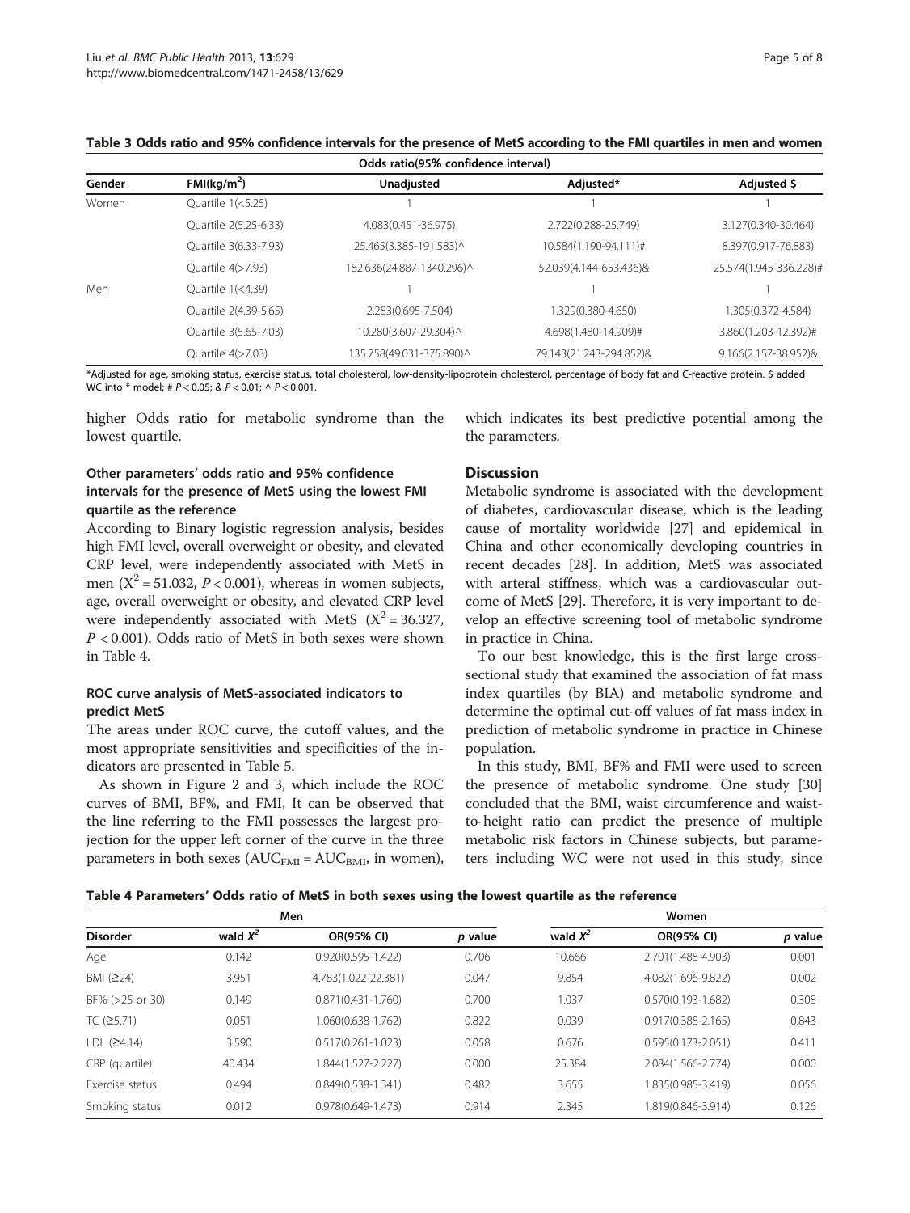**Table 3 Odds ratio and 95% confidence intervals for the presence of MetS according to the FMI quartiles in men and women**

| | | Odds ratio(95% confidence interval) | | |
|---|---|---|---|---|
| Gender | FMI(kg/m$^2$) | Unadjusted | Adjusted* | Adjusted $ |
| Women | Quartile 1(<5.25) | 1 | 1 | 1 |
| | Quartile 2(5.25-6.33) | 4.083(0.451-36.975) | 2.722(0.288-25.749) | 3.127(0.340-30.464) |
| | Quartile 3(6.33-7.93) | 25.465(3.385-191.583)^ | 10.584(1.190-94.111)# | 8.397(0.917-76.883) |
| | Quartile 4(>7.93) | 182.636(24.887-1340.296)^ | 52.039(4.144-653.436)& | 25.574(1.945-336.228)# |
| Men | Quartile 1(<4.39) | 1 | 1 | 1 |
| | Quartile 2(4.39-5.65) | 2.283(0.695-7.504) | 1.329(0.380-4.650) | 1.305(0.372-4.584) |
| | Quartile 3(5.65-7.03) | 10.280(3.607-29.304)^ | 4.698(1.480-14.909)# | 3.860(1.203-12.392)# |
| | Quartile 4(>7.03) | 135.758(49.031-375.890)^ | 79.143(21.243-294.852)& | 9.166(2.157-38.952)& |

*Adjusted for age, smoking status, exercise status, total cholesterol, low-density-lipoprotein cholesterol, percentage of body fat and C-reactive protein. $ added WC into * model; # $P < 0.05$; & $P < 0.01$; ^ $P < 0.001$.

higher Odds ratio for metabolic syndrome than the lowest quartile.

### Other parameters' odds ratio and 95% confidence intervals for the presence of MetS using the lowest FMI quartile as the reference

According to Binary logistic regression analysis, besides high FMI level, overall overweight or obesity, and elevated CRP level, were independently associated with MetS in men ($X^2 = 51.032$, $P < 0.001$), whereas in women subjects, age, overall overweight or obesity, and elevated CRP level were independently associated with MetS ($X^2 = 36.327$, $P < 0.001$). Odds ratio of MetS in both sexes were shown in Table 4.

### ROC curve analysis of MetS-associated indicators to predict MetS

The areas under ROC curve, the cutoff values, and the most appropriate sensitivities and specificities of the indicators are presented in Table 5.

As shown in Figure 2 and 3, which include the ROC curves of BMI, BF%, and FMI, It can be observed that the line referring to the FMI possesses the largest projection for the upper left corner of the curve in the three parameters in both sexes ($AUC_{FMI} = AUC_{BMI}$, in women), which indicates its best predictive potential among the the parameters.

## Discussion

Metabolic syndrome is associated with the development of diabetes, cardiovascular disease, which is the leading cause of mortality worldwide [27] and epidemical in China and other economically developing countries in recent decades [28]. In addition, MetS was associated with arteral stiffness, which was a cardiovascular outcome of MetS [29]. Therefore, it is very important to develop an effective screening tool of metabolic syndrome in practice in China.

To our best knowledge, this is the first large cross-sectional study that examined the association of fat mass index quartiles (by BIA) and metabolic syndrome and determine the optimal cut-off values of fat mass index in prediction of metabolic syndrome in practice in Chinese population.

In this study, BMI, BF% and FMI were used to screen the presence of metabolic syndrome. One study [30] concluded that the BMI, waist circumference and waist-to-height ratio can predict the presence of multiple metabolic risk factors in Chinese subjects, but parameters including WC were not used in this study, since

**Table 4 Parameters' Odds ratio of MetS in both sexes using the lowest quartile as the reference**

| | Men | | | Women | | |
|---|---|---|---|---|---|---|
| Disorder | wald $X^2$ | OR(95% CI) | *p* value | wald $X^2$ | OR(95% CI) | *p* value |
| Age | 0.142 | 0.920(0.595-1.422) | 0.706 | 10.666 | 2.701(1.488-4.903) | 0.001 |
| BMI (≥24) | 3.951 | 4.783(1.022-22.381) | 0.047 | 9.854 | 4.082(1.696-9.822) | 0.002 |
| BF% (>25 or 30) | 0.149 | 0.871(0.431-1.760) | 0.700 | 1.037 | 0.570(0.193-1.682) | 0.308 |
| TC (≥5.71) | 0.051 | 1.060(0.638-1.762) | 0.822 | 0.039 | 0.917(0.388-2.165) | 0.843 |
| LDL (≥4.14) | 3.590 | 0.517(0.261-1.023) | 0.058 | 0.676 | 0.595(0.173-2.051) | 0.411 |
| CRP (quartile) | 40.434 | 1.844(1.527-2.227) | 0.000 | 25.384 | 2.084(1.566-2.774) | 0.000 |
| Exercise status | 0.494 | 0.849(0.538-1.341) | 0.482 | 3.655 | 1.835(0.985-3.419) | 0.056 |
| Smoking status | 0.012 | 0.978(0.649-1.473) | 0.914 | 2.345 | 1.819(0.846-3.914) | 0.126 |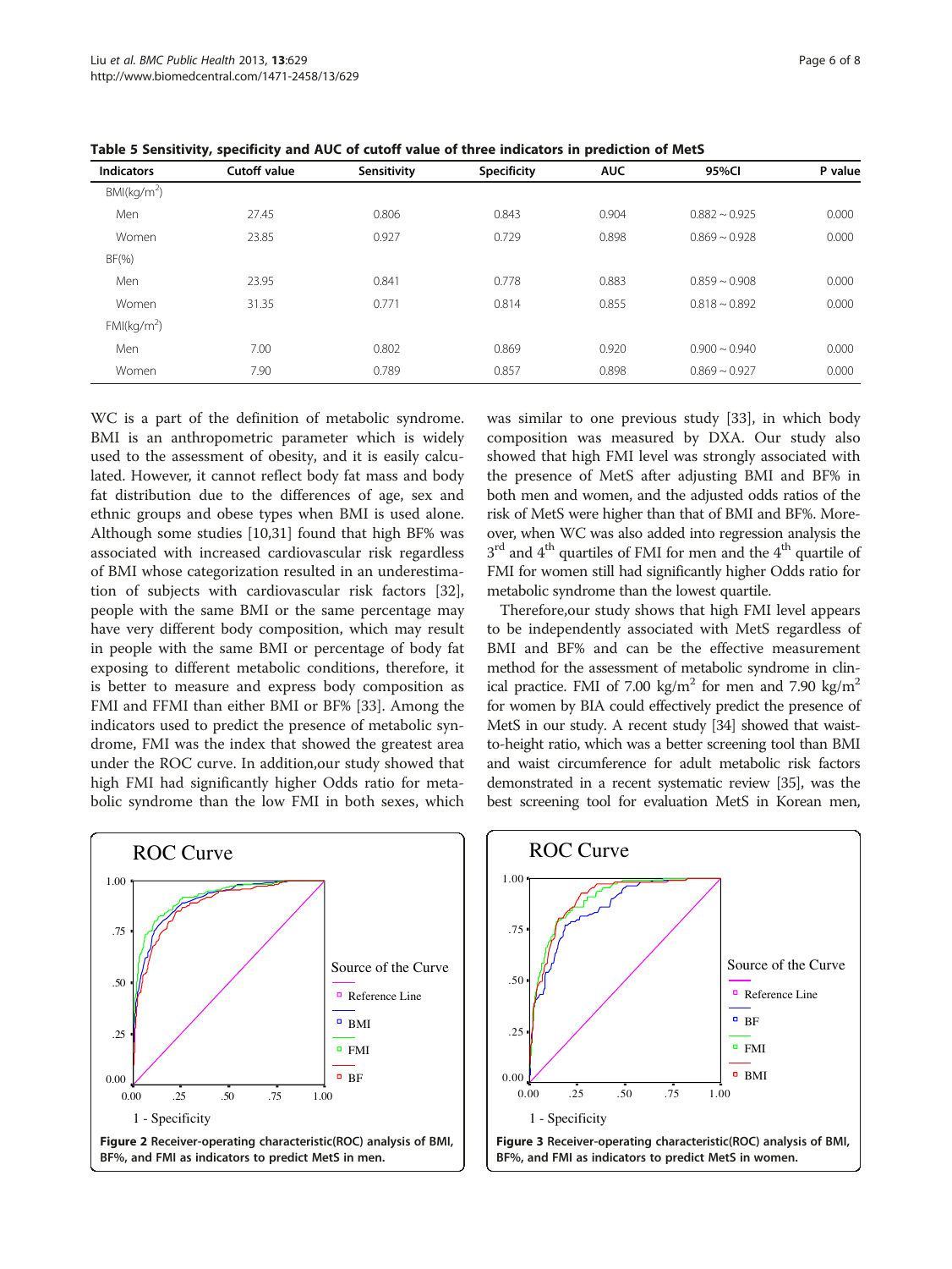**Table 5 Sensitivity, specificity and AUC of cutoff value of three indicators in prediction of MetS**

| Indicators | Cutoff value | Sensitivity | Specificity | AUC | 95%CI | P value |
|---|---|---|---|---|---|---|
| BMI($kg/m^2$) | | | | | | |
| Men | 27.45 | 0.806 | 0.843 | 0.904 | 0.882 ~ 0.925 | 0.000 |
| Women | 23.85 | 0.927 | 0.729 | 0.898 | 0.869 ~ 0.928 | 0.000 |
| BF(%) | | | | | | |
| Men | 23.95 | 0.841 | 0.778 | 0.883 | 0.859 ~ 0.908 | 0.000 |
| Women | 31.35 | 0.771 | 0.814 | 0.855 | 0.818 ~ 0.892 | 0.000 |
| FMI($kg/m^2$) | | | | | | |
| Men | 7.00 | 0.802 | 0.869 | 0.920 | 0.900 ~ 0.940 | 0.000 |
| Women | 7.90 | 0.789 | 0.857 | 0.898 | 0.869 ~ 0.927 | 0.000 |

WC is a part of the definition of metabolic syndrome. BMI is an anthropometric parameter which is widely used to the assessment of obesity, and it is easily calculated. However, it cannot reflect body fat mass and body fat distribution due to the differences of age, sex and ethnic groups and obese types when BMI is used alone. Although some studies [10,31] found that high BF% was associated with increased cardiovascular risk regardless of BMI whose categorization resulted in an underestimation of subjects with cardiovascular risk factors [32], people with the same BMI or the same percentage may have very different body composition, which may result in people with the same BMI or percentage of body fat exposing to different metabolic conditions, therefore, it is better to measure and express body composition as FMI and FFMI than either BMI or BF% [33]. Among the indicators used to predict the presence of metabolic syndrome, FMI was the index that showed the greatest area under the ROC curve. In addition,our study showed that high FMI had significantly higher Odds ratio for metabolic syndrome than the low FMI in both sexes, which was similar to one previous study [33], in which body composition was measured by DXA. Our study also showed that high FMI level was strongly associated with the presence of MetS after adjusting BMI and BF% in both men and women, and the adjusted odds ratios of the risk of MetS were higher than that of BMI and BF%. Moreover, when WC was also added into regression analysis the 3rd and 4th quartiles of FMI for men and the 4th quartile of FMI for women still had significantly higher Odds ratio for metabolic syndrome than the lowest quartile.

Therefore,our study shows that high FMI level appears to be independently associated with MetS regardless of BMI and BF% and can be the effective measurement method for the assessment of metabolic syndrome in clinical practice. FMI of 7.00 $kg/m^2$ for men and 7.90 $kg/m^2$ for women by BIA could effectively predict the presence of MetS in our study. A recent study [34] showed that waist-to-height ratio, which was a better screening tool than BMI and waist circumference for adult metabolic risk factors demonstrated in a recent systematic review [35], was the best screening tool for evaluation MetS in Korean men,

**Figure 2** Receiver-operating characteristic(ROC) analysis of BMI, BF%, and FMI as indicators to predict MetS in men.

**Figure 3** Receiver-operating characteristic(ROC) analysis of BMI, BF%, and FMI as indicators to predict MetS in women.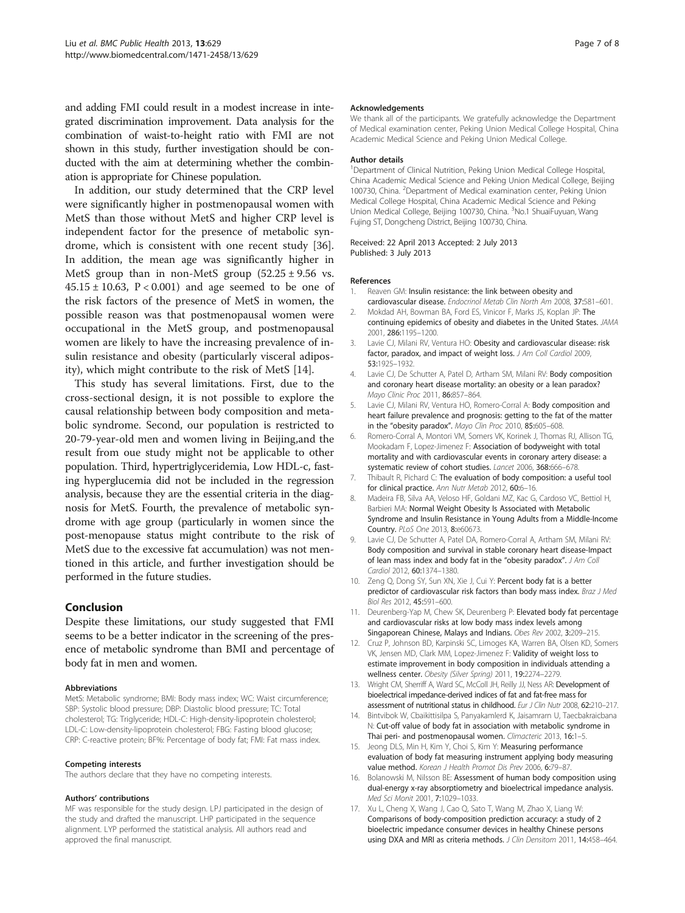and adding FMI could result in a modest increase in integrated discrimination improvement. Data analysis for the combination of waist-to-height ratio with FMI are not shown in this study, further investigation should be conducted with the aim at determining whether the combination is appropriate for Chinese population.

In addition, our study determined that the CRP level were significantly higher in postmenopausal women with MetS than those without MetS and higher CRP level is independent factor for the presence of metabolic syndrome, which is consistent with one recent study [36]. In addition, the mean age was significantly higher in MetS group than in non-MetS group ($52.25 \pm 9.56$ vs. $45.15 \pm 10.63$, $P < 0.001$) and age seemed to be one of the risk factors of the presence of MetS in women, the possible reason was that postmenopausal women were occupational in the MetS group, and postmenopausal women are likely to have the increasing prevalence of insulin resistance and obesity (particularly visceral adiposity), which might contribute to the risk of MetS [14].

This study has several limitations. First, due to the cross-sectional design, it is not possible to explore the causal relationship between body composition and metabolic syndrome. Second, our population is restricted to 20-79-year-old men and women living in Beijing,and the result from oue study might not be applicable to other population. Third, hypertriglyceridemia, Low HDL-c, fasting hyperglucemia did not be included in the regression analysis, because they are the essential criteria in the diagnosis for MetS. Fourth, the prevalence of metabolic syndrome with age group (particularly in women since the post-menopause status might contribute to the risk of MetS due to the excessive fat accumulation) was not mentioned in this article, and further investigation should be performed in the future studies.

## Conclusion

Despite these limitations, our study suggested that FMI seems to be a better indicator in the screening of the presence of metabolic syndrome than BMI and percentage of body fat in men and women.

#### Abbreviations

MetS: Metabolic syndrome; BMI: Body mass index; WC: Waist circumference; SBP: Systolic blood pressure; DBP: Diastolic blood pressure; TC: Total cholesterol; TG: Triglyceride; HDL-C: High-density-lipoprotein cholesterol; LDL-C: Low-density-lipoprotein cholesterol; FBG: Fasting blood glucose; CRP: C-reactive protein; BF%: Percentage of body fat; FMI: Fat mass index.

#### Competing interests

The authors declare that they have no competing interests.

#### Authors' contributions

MF was responsible for the study design. LPJ participated in the design of the study and drafted the manuscript. LHP participated in the sequence alignment. LYP performed the statistical analysis. All authors read and approved the final manuscript.

#### Acknowledgements

We thank all of the participants. We gratefully acknowledge the Department of Medical examination center, Peking Union Medical College Hospital, China Academic Medical Science and Peking Union Medical College.

#### Author details

[1]Department of Clinical Nutrition, Peking Union Medical College Hospital, China Academic Medical Science and Peking Union Medical College, Beijing 100730, China. [2]Department of Medical examination center, Peking Union Medical College Hospital, China Academic Medical Science and Peking Union Medical College, Beijing 100730, China. [3]No.1 ShuaiFuyuan, Wang Fujing ST, Dongcheng District, Beijing 100730, China.

Received: 22 April 2013 Accepted: 2 July 2013
Published: 3 July 2013

#### References

1. Reaven GM: **Insulin resistance: the link between obesity and cardiovascular disease.** *Endocrinol Metab Clin North Am* 2008, **37:**581–601.
2. Mokdad AH, Bowman BA, Ford ES, Vinicor F, Marks JS, Koplan JP: **The continuing epidemics of obesity and diabetes in the United States.** *JAMA* 2001, **286:**1195–1200.
3. Lavie CJ, Milani RV, Ventura HO: **Obesity and cardiovascular disease: risk factor, paradox, and impact of weight loss.** *J Am Coll Cardiol* 2009, **53:**1925–1932.
4. Lavie CJ, De Schutter A, Patel D, Artham SM, Milani RV: **Body composition and coronary heart disease mortality: an obesity or a lean paradox?** *Mayo Clinic Proc* 2011, **86:**857–864.
5. Lavie CJ, Milani RV, Ventura HO, Romero-Corral A: **Body composition and heart failure prevalence and prognosis: getting to the fat of the matter in the "obesity paradox".** *Mayo Clin Proc* 2010, **85:**605–608.
6. Romero-Corral A, Montori VM, Somers VK, Korinek J, Thomas RJ, Allison TG, Mookadam F, Lopez-Jimenez F: **Association of bodyweight with total mortality and with cardiovascular events in coronary artery disease: a systematic review of cohort studies.** *Lancet* 2006, **368:**666–678.
7. Thibault R, Pichard C: **The evaluation of body composition: a useful tool for clinical practice.** *Ann Nutr Metab* 2012, **60:**6–16.
8. Madeira FB, Silva AA, Veloso HF, Goldani MZ, Kac G, Cardoso VC, Bettiol H, Barbieri MA: **Normal Weight Obesity Is Associated with Metabolic Syndrome and Insulin Resistance in Young Adults from a Middle-Income Country.** *PLoS One* 2013, **8:**e60673.
9. Lavie CJ, De Schutter A, Patel DA, Romero-Corral A, Artham SM, Milani RV: **Body composition and survival in stable coronary heart disease-Impact of lean mass index and body fat in the "obesity paradox".** *J Am Coll Cardiol* 2012, **60:**1374–1380.
10. Zeng Q, Dong SY, Sun XN, Xie J, Cui Y: **Percent body fat is a better predictor of cardiovascular risk factors than body mass index.** *Braz J Med Biol Res* 2012, **45:**591–600.
11. Deurenberg-Yap M, Chew SK, Deurenberg P: **Elevated body fat percentage and cardiovascular risks at low body mass index levels among Singaporean Chinese, Malays and Indians.** *Obes Rev* 2002, **3:**209–215.
12. Cruz P, Johnson BD, Karpinski SC, Limoges KA, Warren BA, Olsen KD, Somers VK, Jensen MD, Clark MM, Lopez-Jimenez F: **Validity of weight loss to estimate improvement in body composition in individuals attending a wellness center.** *Obesity (Silver Spring)* 2011, **19:**2274–2279.
13. Wright CM, Sherriff A, Ward SC, McColl JH, Reilly JJ, Ness AR: **Development of bioelectrical impedance-derived indices of fat and fat-free mass for assessment of nutritional status in childhood.** *Eur J Clin Nutr* 2008, **62:**210–217.
14. Bintvibok W, Cbaikittisilpa S, Panyakamlerd K, Jaisamrarn U, Taecbakraicbana N: **Cut-off value of body fat in association with metabolic syndrome in Thai peri- and postmenopausal women.** *Climacteric* 2013, **16:**1–5.
15. Jeong DLS, Min H, Kim Y, Choi S, Kim Y: **Measuring performance evaluation of body fat measuring instrument applying body measuring value method.** *Korean J Health Promot Dis Prev* 2006, **6:**79–87.
16. Bolanowski M, Nilsson BE: **Assessment of human body composition using dual-energy x-ray absorptiometry and bioelectrical impedance analysis.** *Med Sci Monit* 2001, **7:**1029–1033.
17. Xu L, Cheng X, Wang J, Cao Q, Sato T, Wang M, Zhao X, Liang W: **Comparisons of body-composition prediction accuracy: a study of 2 bioelectric impedance consumer devices in healthy Chinese persons using DXA and MRI as criteria methods.** *J Clin Densitom* 2011, **14:**458–464.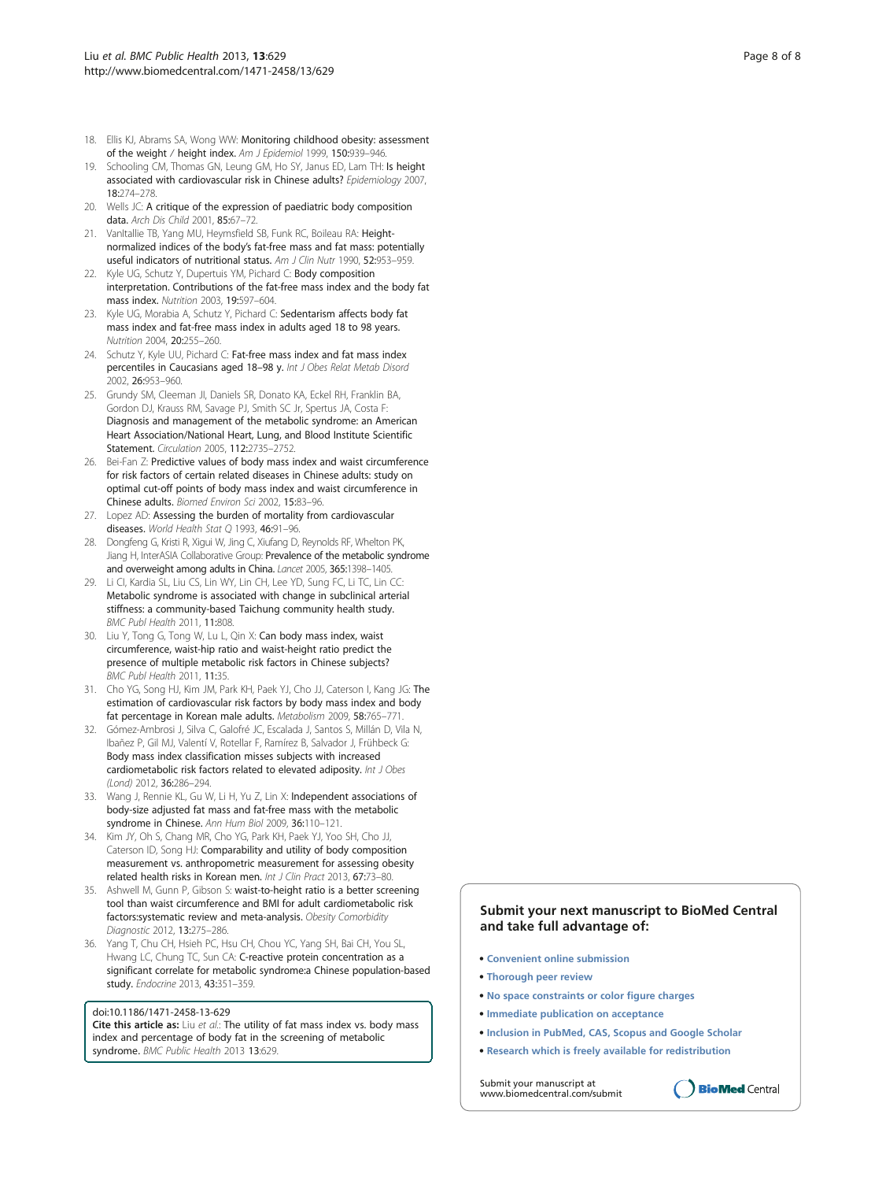18. Ellis KJ, Abrams SA, Wong WW: Monitoring childhood obesity: assessment of the weight / height index. *Am J Epidemiol* 1999, 150:939–946.
19. Schooling CM, Thomas GN, Leung GM, Ho SY, Janus ED, Lam TH: Is height associated with cardiovascular risk in Chinese adults? *Epidemiology* 2007, 18:274–278.
20. Wells JC: A critique of the expression of paediatric body composition data. *Arch Dis Child* 2001, 85:67–72.
21. VanItallie TB, Yang MU, Heymsfield SB, Funk RC, Boileau RA: Height-normalized indices of the body's fat-free mass and fat mass: potentially useful indicators of nutritional status. *Am J Clin Nutr* 1990, 52:953–959.
22. Kyle UG, Schutz Y, Dupertuis YM, Pichard C: Body composition interpretation. Contributions of the fat-free mass index and the body fat mass index. *Nutrition* 2003, 19:597–604.
23. Kyle UG, Morabia A, Schutz Y, Pichard C: Sedentarism affects body fat mass index and fat-free mass index in adults aged 18 to 98 years. *Nutrition* 2004, 20:255–260.
24. Schutz Y, Kyle UU, Pichard C: Fat-free mass index and fat mass index percentiles in Caucasians aged 18–98 y. *Int J Obes Relat Metab Disord* 2002, 26:953–960.
25. Grundy SM, Cleeman JI, Daniels SR, Donato KA, Eckel RH, Franklin BA, Gordon DJ, Krauss RM, Savage PJ, Smith SC Jr, Spertus JA, Costa F: Diagnosis and management of the metabolic syndrome: an American Heart Association/National Heart, Lung, and Blood Institute Scientific Statement. *Circulation* 2005, 112:2735–2752.
26. Bei-Fan Z: Predictive values of body mass index and waist circumference for risk factors of certain related diseases in Chinese adults: study on optimal cut-off points of body mass index and waist circumference in Chinese adults. *Biomed Environ Sci* 2002, 15:83–96.
27. Lopez AD: Assessing the burden of mortality from cardiovascular diseases. *World Health Stat Q* 1993, 46:91–96.
28. Dongfeng G, Kristi R, Xigui W, Jing C, Xiufang D, Reynolds RF, Whelton PK, Jiang H, InterASIA Collaborative Group: Prevalence of the metabolic syndrome and overweight among adults in China. *Lancet* 2005, 365:1398–1405.
29. Li CI, Kardia SL, Liu CS, Lin WY, Lin CH, Lee YD, Sung FC, Li TC, Lin CC: Metabolic syndrome is associated with change in subclinical arterial stiffness: a community-based Taichung community health study. *BMC Publ Health* 2011, 11:808.
30. Liu Y, Tong G, Tong W, Lu L, Qin X: Can body mass index, waist circumference, waist-hip ratio and waist-height ratio predict the presence of multiple metabolic risk factors in Chinese subjects? *BMC Publ Health* 2011, 11:35.
31. Cho YG, Song HJ, Kim JM, Park KH, Paek YJ, Cho JJ, Caterson I, Kang JG: The estimation of cardiovascular risk factors by body mass index and body fat percentage in Korean male adults. *Metabolism* 2009, 58:765–771.
32. Gómez-Ambrosi J, Silva C, Galofré JC, Escalada J, Santos S, Millán D, Vila N, Ibañez P, Gil MJ, Valentí V, Rotellar F, Ramírez B, Salvador J, Frühbeck G: Body mass index classification misses subjects with increased cardiometabolic risk factors related to elevated adiposity. *Int J Obes (Lond)* 2012, 36:286–294.
33. Wang J, Rennie KL, Gu W, Li H, Yu Z, Lin X: Independent associations of body-size adjusted fat mass and fat-free mass with the metabolic syndrome in Chinese. *Ann Hum Biol* 2009, 36:110–121.
34. Kim JY, Oh S, Chang MR, Cho YG, Park KH, Paek YJ, Yoo SH, Cho JJ, Caterson ID, Song HJ: Comparability and utility of body composition measurement vs. anthropometric measurement for assessing obesity related health risks in Korean men. *Int J Clin Pract* 2013, 67:73–80.
35. Ashwell M, Gunn P, Gibson S: waist-to-height ratio is a better screening tool than waist circumference and BMI for adult cardiometabolic risk factors:systematic review and meta-analysis. *Obesity Comorbidity Diagnostic* 2012, 13:275–286.
36. Yang T, Chu CH, Hsieh PC, Hsu CH, Chou YC, Yang SH, Bai CH, You SL, Hwang LC, Chung TC, Sun CA: C-reactive protein concentration as a significant correlate for metabolic syndrome:a Chinese population-based study. *Endocrine* 2013, 43:351–359.

doi:10.1186/1471-2458-13-629
**Cite this article as:** Liu *et al.*: The utility of fat mass index vs. body mass index and percentage of body fat in the screening of metabolic syndrome. *BMC Public Health* 2013 13:629.

**Submit your next manuscript to BioMed Central and take full advantage of:**

- Convenient online submission
- Thorough peer review
- No space constraints or color figure charges
- Immediate publication on acceptance
- Inclusion in PubMed, CAS, Scopus and Google Scholar
- Research which is freely available for redistribution

Submit your manuscript at
www.biomedcentral.com/submit

BioMed Central